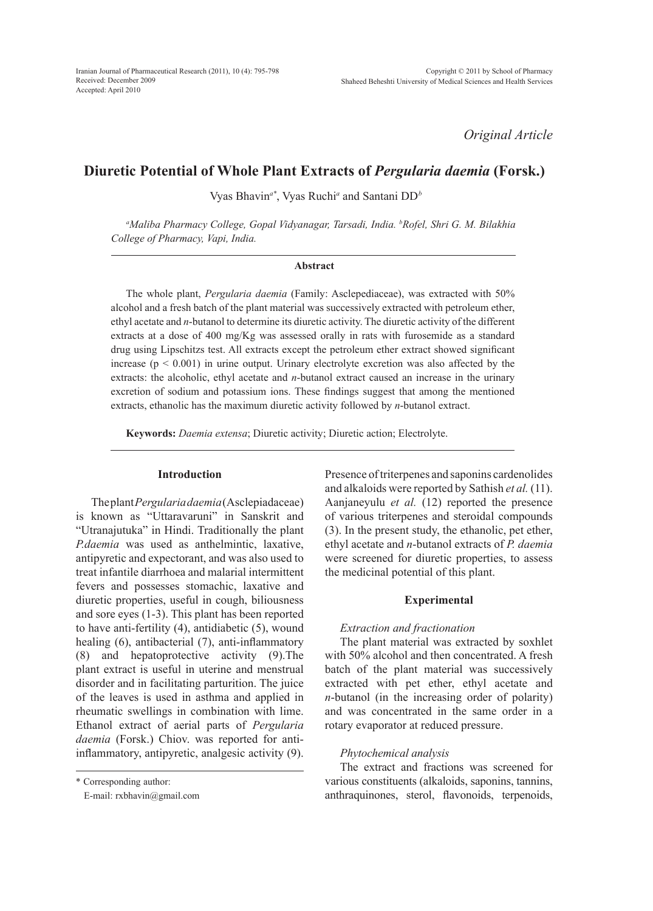*Original Article*

# Diuretic Potential of Whole Plant Extracts of *Pergularia daemia* (Forsk.)

Vyas Bhavin[a*], Vyas Ruchi[a] and Santani DD[b]

[a]*Maliba Pharmacy College, Gopal Vidyanagar, Tarsadi, India.* [b]*Rofel, Shri G. M. Bilakhia College of Pharmacy, Vapi, India.*

## Abstract

The whole plant, *Pergularia daemia* (Family: Asclepediaceae), was extracted with 50% alcohol and a fresh batch of the plant material was successively extracted with petroleum ether, ethyl acetate and *n*-butanol to determine its diuretic activity. The diuretic activity of the different extracts at a dose of 400 mg/Kg was assessed orally in rats with furosemide as a standard drug using Lipschitzs test. All extracts except the petroleum ether extract showed significant increase ($p < 0.001$) in urine output. Urinary electrolyte excretion was also affected by the extracts: the alcoholic, ethyl acetate and *n*-butanol extract caused an increase in the urinary excretion of sodium and potassium ions. These findings suggest that among the mentioned extracts, ethanolic has the maximum diuretic activity followed by *n*-butanol extract.

**Keywords:** *Daemia extensa*; Diuretic activity; Diuretic action; Electrolyte.

## Introduction

The plant *Pergularia daemia* (Asclepiadaceae) is known as "Uttaravaruni" in Sanskrit and "Utranajutuka" in Hindi. Traditionally the plant *P.daemia* was used as anthelmintic, laxative, antipyretic and expectorant, and was also used to treat infantile diarrhoea and malarial intermittent fevers and possesses stomachic, laxative and diuretic properties, useful in cough, biliousness and sore eyes (1-3). This plant has been reported to have anti-fertility (4), antidiabetic (5), wound healing (6), antibacterial (7), anti-inflammatory (8) and hepatoprotective activity (9).The plant extract is useful in uterine and menstrual disorder and in facilitating parturition. The juice of the leaves is used in asthma and applied in rheumatic swellings in combination with lime. Ethanol extract of aerial parts of *Pergularia daemia* (Forsk.) Chiov. was reported for anti-inflammatory, antipyretic, analgesic activity (9). Presence of triterpenes and saponins cardenolides and alkaloids were reported by Sathish *et al.* (11). Aanjaneyulu *et al.* (12) reported the presence of various triterpenes and steroidal compounds (3). In the present study, the ethanolic, pet ether, ethyl acetate and *n*-butanol extracts of *P. daemia* were screened for diuretic properties, to assess the medicinal potential of this plant.

\* Corresponding author:
E-mail: rxbhavin@gmail.com

## Experimental

### *Extraction and fractionation*

The plant material was extracted by soxhlet with 50% alcohol and then concentrated. A fresh batch of the plant material was successively extracted with pet ether, ethyl acetate and *n*-butanol (in the increasing order of polarity) and was concentrated in the same order in a rotary evaporator at reduced pressure.

### *Phytochemical analysis*

The extract and fractions was screened for various constituents (alkaloids, saponins, tannins, anthraquinones, sterol, flavonoids, terpenoids,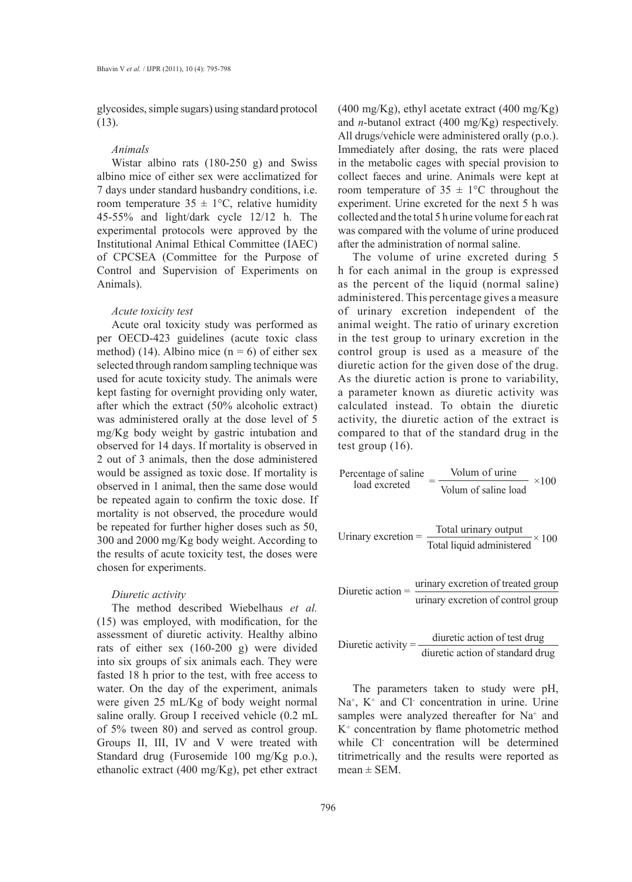glycosides, simple sugars) using standard protocol (13).

### *Animals*

Wistar albino rats (180-250 g) and Swiss albino mice of either sex were acclimatized for 7 days under standard husbandry conditions, i.e. room temperature $35 \pm 1$°C, relative humidity 45-55% and light/dark cycle 12/12 h. The experimental protocols were approved by the Institutional Animal Ethical Committee (IAEC) of CPCSEA (Committee for the Purpose of Control and Supervision of Experiments on Animals).

### *Acute toxicity test*

Acute oral toxicity study was performed as per OECD-423 guidelines (acute toxic class method) (14). Albino mice ($n = 6$) of either sex selected through random sampling technique was used for acute toxicity study. The animals were kept fasting for overnight providing only water, after which the extract (50% alcoholic extract) was administered orally at the dose level of 5 mg/Kg body weight by gastric intubation and observed for 14 days. If mortality is observed in 2 out of 3 animals, then the dose administered would be assigned as toxic dose. If mortality is observed in 1 animal, then the same dose would be repeated again to confirm the toxic dose. If mortality is not observed, the procedure would be repeated for further higher doses such as 50, 300 and 2000 mg/Kg body weight. According to the results of acute toxicity test, the doses were chosen for experiments.

### *Diuretic activity*

The method described Wiebelhaus *et al.* (15) was employed, with modification, for the assessment of diuretic activity. Healthy albino rats of either sex (160-200 g) were divided into six groups of six animals each. They were fasted 18 h prior to the test, with free access to water. On the day of the experiment, animals were given 25 mL/Kg of body weight normal saline orally. Group I received vehicle (0.2 mL of 5% tween 80) and served as control group. Groups II, III, IV and V were treated with Standard drug (Furosemide 100 mg/Kg p.o.), ethanolic extract (400 mg/Kg), pet ether extract (400 mg/Kg), ethyl acetate extract (400 mg/Kg) and *n*-butanol extract (400 mg/Kg) respectively. All drugs/vehicle were administered orally (p.o.). Immediately after dosing, the rats were placed in the metabolic cages with special provision to collect faeces and urine. Animals were kept at room temperature of $35 \pm 1$°C throughout the experiment. Urine excreted for the next 5 h was collected and the total 5 h urine volume for each rat was compared with the volume of urine produced after the administration of normal saline.

The volume of urine excreted during 5 h for each animal in the group is expressed as the percent of the liquid (normal saline) administered. This percentage gives a measure of urinary excretion independent of the animal weight. The ratio of urinary excretion in the test group to urinary excretion in the control group is used as a measure of the diuretic action for the given dose of the drug. As the diuretic action is prone to variability, a parameter known as diuretic activity was calculated instead. To obtain the diuretic activity, the diuretic action of the extract is compared to that of the standard drug in the test group (16).

$$\text{Percentage of saline load excreted} = \frac{\text{Volum of urine}}{\text{Volum of saline load}} \times 100$$

$$\text{Urinary excretion} = \frac{\text{Total urinary output}}{\text{Total liquid administered}} \times 100$$

$$\text{Diuretic action} = \frac{\text{urinary excretion of treated group}}{\text{urinary excretion of control group}}$$

$$\text{Diuretic activity} = \frac{\text{diuretic action of test drug}}{\text{diuretic action of standard drug}}$$

The parameters taken to study were pH, $Na^+$, $K^+$ and $Cl^-$ concentration in urine. Urine samples were analyzed thereafter for $Na^+$ and $K^+$ concentration by flame photometric method while $Cl^-$ concentration will be determined titrimetrically and the results were reported as mean ± SEM.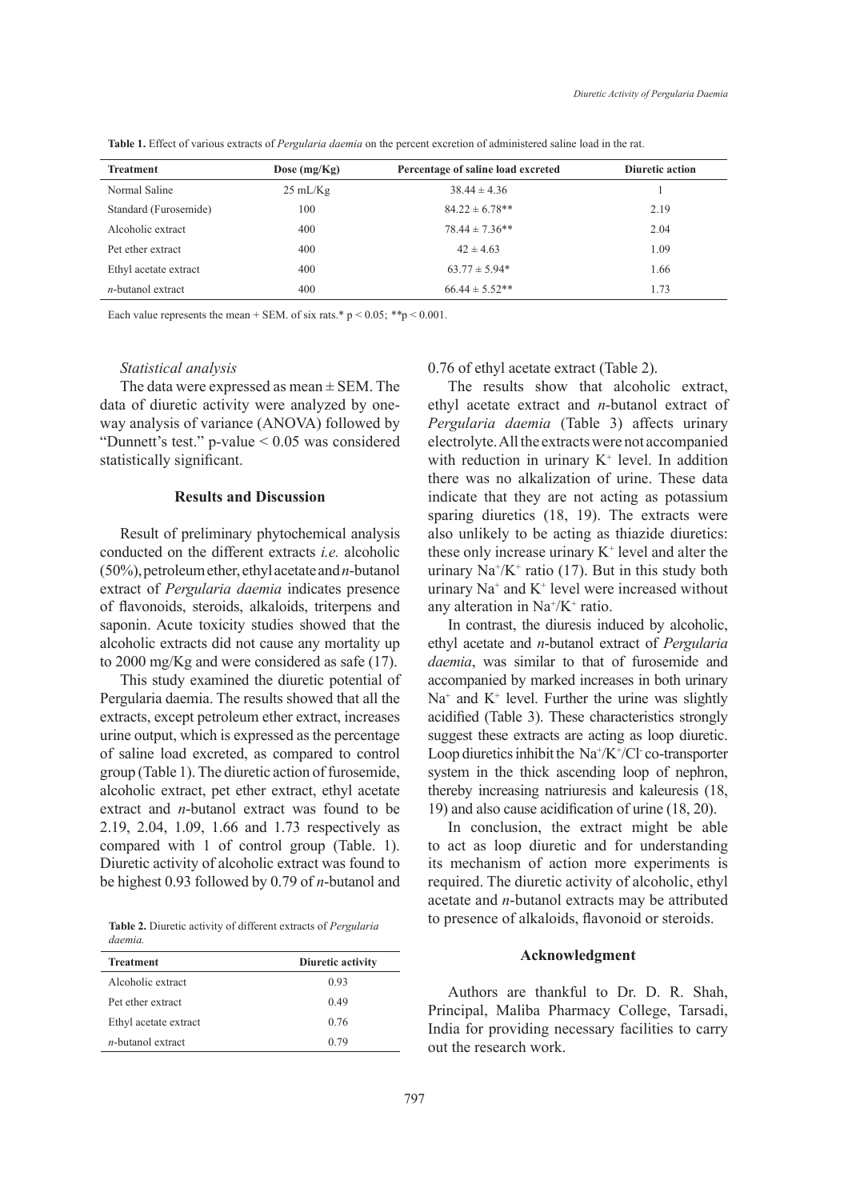**Table 1.** Effect of various extracts of *Pergularia daemia* on the percent excretion of administered saline load in the rat.

| Treatment | Dose (mg/Kg) | Percentage of saline load excreted | Diuretic action |
|---|---|---|---|
| Normal Saline | 25 mL/Kg | 38.44 ± 4.36 | 1 |
| Standard (Furosemide) | 100 | 84.22 ± 6.78** | 2.19 |
| Alcoholic extract | 400 | 78.44 ± 7.36** | 2.04 |
| Pet ether extract | 400 | 42 ± 4.63 | 1.09 |
| Ethyl acetate extract | 400 | 63.77 ± 5.94* | 1.66 |
| *n*-butanol extract | 400 | 66.44 ± 5.52** | 1.73 |

Each value represents the mean + SEM. of six rats.* $p < 0.05$; **$p < 0.001$.

*Statistical analysis*

The data were expressed as mean ± SEM. The data of diuretic activity were analyzed by one-way analysis of variance (ANOVA) followed by "Dunnett's test." p-value < 0.05 was considered statistically significant.

## Results and Discussion

Result of preliminary phytochemical analysis conducted on the different extracts *i.e.* alcoholic (50%), petroleum ether, ethyl acetate and *n*-butanol extract of *Pergularia daemia* indicates presence of flavonoids, steroids, alkaloids, triterpens and saponin. Acute toxicity studies showed that the alcoholic extracts did not cause any mortality up to 2000 mg/Kg and were considered as safe (17).

This study examined the diuretic potential of Pergularia daemia. The results showed that all the extracts, except petroleum ether extract, increases urine output, which is expressed as the percentage of saline load excreted, as compared to control group (Table 1). The diuretic action of furosemide, alcoholic extract, pet ether extract, ethyl acetate extract and *n*-butanol extract was found to be 2.19, 2.04, 1.09, 1.66 and 1.73 respectively as compared with 1 of control group (Table. 1). Diuretic activity of alcoholic extract was found to be highest 0.93 followed by 0.79 of *n*-butanol and 0.76 of ethyl acetate extract (Table 2).

**Table 2.** Diuretic activity of different extracts of *Pergularia daemia.*

| Treatment | Diuretic activity |
|---|---|
| Alcoholic extract | 0.93 |
| Pet ether extract | 0.49 |
| Ethyl acetate extract | 0.76 |
| *n*-butanol extract | 0.79 |

The results show that alcoholic extract, ethyl acetate extract and *n*-butanol extract of *Pergularia daemia* (Table 3) affects urinary electrolyte. All the extracts were not accompanied with reduction in urinary $K^+$ level. In addition there was no alkalization of urine. These data indicate that they are not acting as potassium sparing diuretics (18, 19). The extracts were also unlikely to be acting as thiazide diuretics: these only increase urinary $K^+$ level and alter the urinary $Na^+/K^+$ ratio (17). But in this study both urinary $Na^+$ and $K^+$ level were increased without any alteration in $Na^+/K^+$ ratio.

In contrast, the diuresis induced by alcoholic, ethyl acetate and *n*-butanol extract of *Pergularia daemia*, was similar to that of furosemide and accompanied by marked increases in both urinary $Na^+$ and $K^+$ level. Further the urine was slightly acidified (Table 3). These characteristics strongly suggest these extracts are acting as loop diuretic. Loop diuretics inhibit the $Na^+/K^+/Cl^-$ co-transporter system in the thick ascending loop of nephron, thereby increasing natriuresis and kaleuresis (18, 19) and also cause acidification of urine (18, 20).

In conclusion, the extract might be able to act as loop diuretic and for understanding its mechanism of action more experiments is required. The diuretic activity of alcoholic, ethyl acetate and *n*-butanol extracts may be attributed to presence of alkaloids, flavonoid or steroids.

## Acknowledgment

Authors are thankful to Dr. D. R. Shah, Principal, Maliba Pharmacy College, Tarsadi, India for providing necessary facilities to carry out the research work.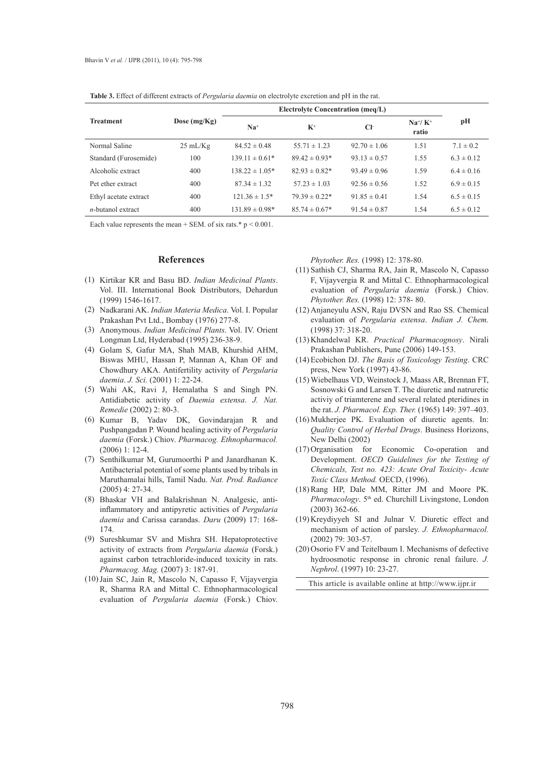**Table 3.** Effect of different extracts of *Pergularia daemia* on electrolyte excretion and pH in the rat.

| Treatment | Dose (mg/Kg) | Electrolyte Concentration (meq/L) | | | | pH |
|---|---|---|---|---|---|---|
| | | $Na^+$ | $K^+$ | $Cl^-$ | $Na^+/K^+$ ratio | |
| Normal Saline | 25 mL/Kg | 84.52 ± 0.48 | 55.71 ± 1.23 | 92.70 ± 1.06 | 1.51 | 7.1 ± 0.2 |
| Standard (Furosemide) | 100 | 139.11 ± 0.61* | 89.42 ± 0.93* | 93.13 ± 0.57 | 1.55 | 6.3 ± 0.12 |
| Alcoholic extract | 400 | 138.22 ± 1.05* | 82.93 ± 0.82* | 93.49 ± 0.96 | 1.59 | 6.4 ± 0.16 |
| Pet ether extract | 400 | 87.34 ± 1.32 | 57.23 ± 1.03 | 92.56 ± 0.56 | 1.52 | 6.9 ± 0.15 |
| Ethyl acetate extract | 400 | 121.36 ± 1.5* | 79.39 ± 0.22* | 91.85 ± 0.41 | 1.54 | 6.5 ± 0.15 |
| *n*-butanol extract | 400 | 131.89 ± 0.98* | 85.74 ± 0.67* | 91.54 ± 0.87 | 1.54 | 6.5 ± 0.12 |

Each value represents the mean + SEM. of six rats.* $p < 0.001$.

## References

(1) Kirtikar KR and Basu BD. *Indian Medicinal Plants*. Vol. III. International Book Distributors, Dehardun (1999) 1546-1617.

(2) Nadkarani AK. *Indian Materia Medica*. Vol. I. Popular Prakashan Pvt Ltd., Bombay (1976) 277-8.

(3) Anonymous. *Indian Medicinal Plants*. Vol. IV. Orient Longman Ltd, Hyderabad (1995) 236-38-9.

(4) Golam S, Gafur MA, Shah MAB, Khurshid AHM, Biswas MHU, Hassan P, Mannan A, Khan OF and Chowdhury AKA. Antifertility activity of *Pergularia daemia*. *J. Sci.* (2001) 1: 22-24.

(5) Wahi AK, Ravi J, Hemalatha S and Singh PN. Antidiabetic activity of *Daemia extensa*. *J. Nat. Remedie* (2002) 2: 80-3.

(6) Kumar B, Yadav DK, Govindarajan R and Pushpangadan P. Wound healing activity of *Pergularia daemia* (Forsk.) Chiov. *Pharmacog. Ethnopharmacol.* (2006) 1: 12-4.

(7) Senthilkumar M, Gurumoorthi P and Janardhanan K. Antibacterial potential of some plants used by tribals in Maruthamalai hills, Tamil Nadu. *Nat. Prod. Radiance* (2005) 4: 27-34.

(8) Bhaskar VH and Balakrishnan N. Analgesic, anti-inflammatory and antipyretic activities of *Pergularia daemia* and Carissa carandas. *Daru* (2009) 17: 168-174.

(9) Sureshkumar SV and Mishra SH. Hepatoprotective activity of extracts from *Pergularia daemia* (Forsk.) against carbon tetrachloride-induced toxicity in rats. *Pharmacog. Mag.* (2007) 3: 187-91.

(10) Jain SC, Jain R, Mascolo N, Capasso F, Vijayvergia R, Sharma RA and Mittal C. Ethnopharmacological evaluation of *Pergularia daemia* (Forsk.) Chiov. *Phytother. Res.* (1998) 12: 378-80.

(11) Sathish CJ, Sharma RA, Jain R, Mascolo N, Capasso F, Vijayvergia R and Mittal C. Ethnopharmacological evaluation of *Pergularia daemia* (Forsk.) Chiov. *Phytother. Res.* (1998) 12: 378- 80.

(12) Anjaneyulu ASN, Raju DVSN and Rao SS. Chemical evaluation of *Pergularia extensa*. *Indian J. Chem.* (1998) 37: 318-20.

(13) Khandelwal KR. *Practical Pharmacognosy*. Nirali Prakashan Publishers, Pune (2006) 149-153.

(14) Ecobichon DJ. *The Basis of Toxicology Testing*. CRC press, New York (1997) 43-86.

(15) Wiebelhaus VD, Weinstock J, Maass AR, Brennan FT, Sosnowski G and Larsen T. The diuretic and natruretic activiy of triamterene and several related pteridines in the rat. *J. Pharmacol. Exp. Ther.* (1965) 149: 397–403.

(16) Mukherjee PK. Evaluation of diuretic agents. In: *Quality Control of Herbal Drugs*. Business Horizons, New Delhi (2002)

(17) Organisation for Economic Co-operation and Development. *OECD Guidelines for the Testing of Chemicals, Test no. 423: Acute Oral Toxicity- Acute Toxic Class Method.* OECD, (1996).

(18) Rang HP, Dale MM, Ritter JM and Moore PK. *Pharmacology*. 5th ed. Churchill Livingstone, London (2003) 362-66.

(19) Kreydiyyeh SI and Julnar V. Diuretic effect and mechanism of action of parsley. *J. Ethnopharmacol.* (2002) 79: 303-57.

(20) Osorio FV and Teitelbaum I. Mechanisms of defective hydroosmotic response in chronic renal failure. *J. Nephrol*. (1997) 10: 23-27.

This article is available online at http://www.ijpr.ir